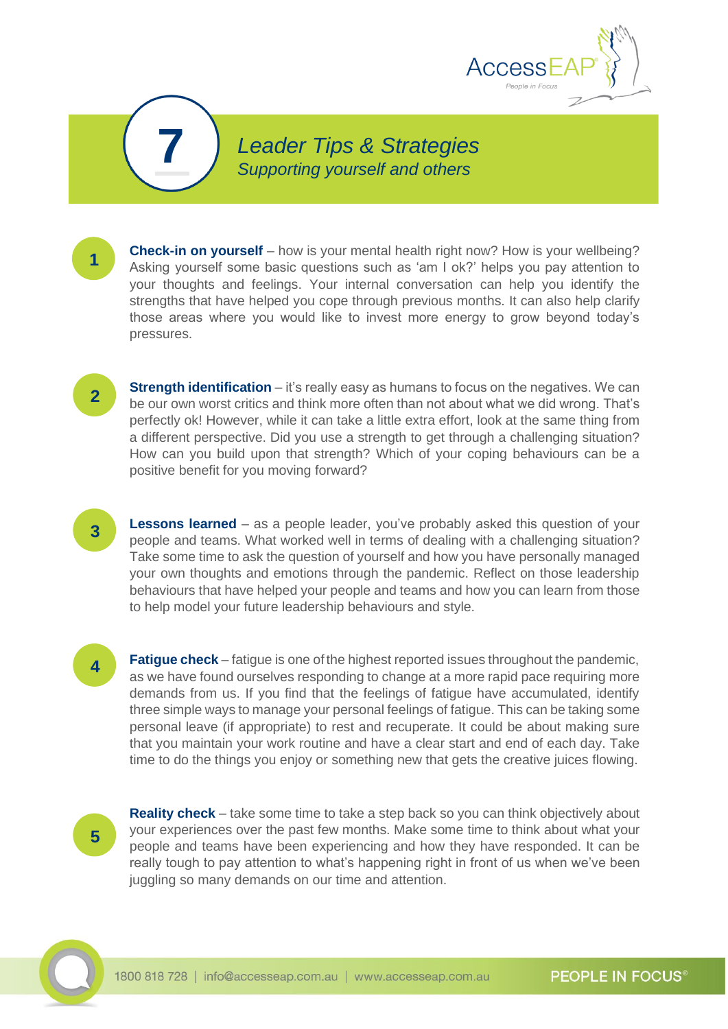# 7 Leader Tips & Strategies

## Supporting yourself and others

1. **Check-in on yourself** – how is your mental health right now? How is your wellbeing? Asking yourself some basic questions such as 'am I ok?' helps you pay attention to your thoughts and feelings. Your internal conversation can help you identify the strengths that have helped you cope through previous months. It can also help clarify those areas where you would like to invest more energy to grow beyond today's pressures.

2. **Strength identification** – it's really easy as humans to focus on the negatives. We can be our own worst critics and think more often than not about what we did wrong. That's perfectly ok! However, while it can take a little extra effort, look at the same thing from a different perspective. Did you use a strength to get through a challenging situation? How can you build upon that strength? Which of your coping behaviours can be a positive benefit for you moving forward?

3. **Lessons learned** – as a people leader, you've probably asked this question of your people and teams. What worked well in terms of dealing with a challenging situation? Take some time to ask the question of yourself and how you have personally managed your own thoughts and emotions through the pandemic. Reflect on those leadership behaviours that have helped your people and teams and how you can learn from those to help model your future leadership behaviours and style.

4. **Fatigue check** – fatigue is one of the highest reported issues throughout the pandemic, as we have found ourselves responding to change at a more rapid pace requiring more demands from us. If you find that the feelings of fatigue have accumulated, identify three simple ways to manage your personal feelings of fatigue. This can be taking some personal leave (if appropriate) to rest and recuperate. It could be about making sure that you maintain your work routine and have a clear start and end of each day. Take time to do the things you enjoy or something new that gets the creative juices flowing.

5. **Reality check** – take some time to take a step back so you can think objectively about your experiences over the past few months. Make some time to think about what your people and teams have been experiencing and how they have responded. It can be really tough to pay attention to what's happening right in front of us when we've been juggling so many demands on our time and attention.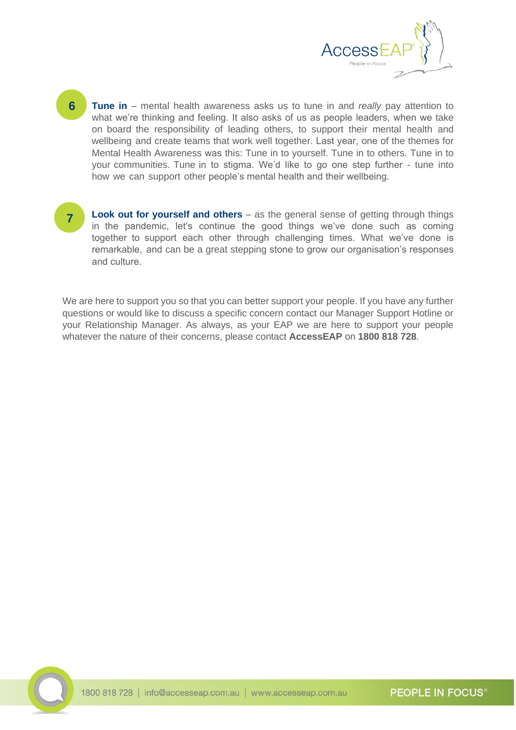6. **Tune in** – mental health awareness asks us to tune in and *really* pay attention to what we're thinking and feeling. It also asks of us as people leaders, when we take on board the responsibility of leading others, to support their mental health and wellbeing and create teams that work well together. Last year, one of the themes for Mental Health Awareness was this: Tune in to yourself. Tune in to others. Tune in to your communities. Tune in to stigma. We'd like to go one step further - tune into how we can support other people's mental health and their wellbeing.

7. **Look out for yourself and others** – as the general sense of getting through things in the pandemic, let's continue the good things we've done such as coming together to support each other through challenging times. What we've done is remarkable, and can be a great stepping stone to grow our organisation's responses and culture.

We are here to support you so that you can better support your people. If you have any further questions or would like to discuss a specific concern contact our Manager Support Hotline or your Relationship Manager. As always, as your EAP we are here to support your people whatever the nature of their concerns, please contact **AccessEAP** on **1800 818 728**.